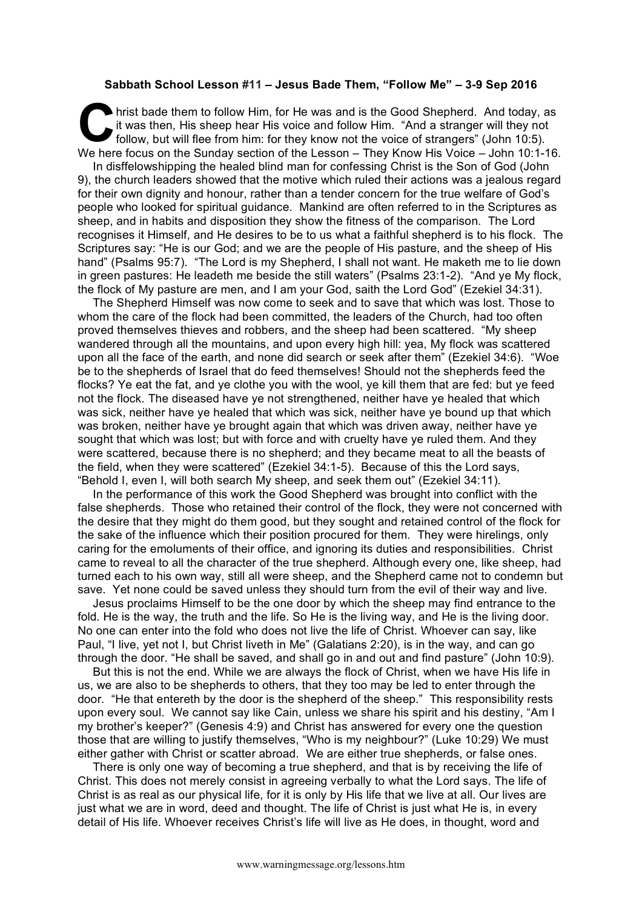**Sabbath School Lesson #11 – Jesus Bade Them, "Follow Me" – 3-9 Sep 2016**

Christ bade them to follow Him, for He was and is the Good Shepherd. And today, as it was then, His sheep hear His voice and follow Him. "And a stranger will they not follow, but will flee from him: for they know not the voice of strangers" (John 10:5). We here focus on the Sunday section of the Lesson – They Know His Voice – John 10:1-16.

In disffelowshipping the healed blind man for confessing Christ is the Son of God (John 9), the church leaders showed that the motive which ruled their actions was a jealous regard for their own dignity and honour, rather than a tender concern for the true welfare of God's people who looked for spiritual guidance. Mankind are often referred to in the Scriptures as sheep, and in habits and disposition they show the fitness of the comparison. The Lord recognises it Himself, and He desires to be to us what a faithful shepherd is to his flock. The Scriptures say: "He is our God; and we are the people of His pasture, and the sheep of His hand" (Psalms 95:7). "The Lord is my Shepherd, I shall not want. He maketh me to lie down in green pastures: He leadeth me beside the still waters" (Psalms 23:1-2). "And ye My flock, the flock of My pasture are men, and I am your God, saith the Lord God" (Ezekiel 34:31).

The Shepherd Himself was now come to seek and to save that which was lost. Those to whom the care of the flock had been committed, the leaders of the Church, had too often proved themselves thieves and robbers, and the sheep had been scattered. "My sheep wandered through all the mountains, and upon every high hill: yea, My flock was scattered upon all the face of the earth, and none did search or seek after them" (Ezekiel 34:6). "Woe be to the shepherds of Israel that do feed themselves! Should not the shepherds feed the flocks? Ye eat the fat, and ye clothe you with the wool, ye kill them that are fed: but ye feed not the flock. The diseased have ye not strengthened, neither have ye healed that which was sick, neither have ye healed that which was sick, neither have ye bound up that which was broken, neither have ye brought again that which was driven away, neither have ye sought that which was lost; but with force and with cruelty have ye ruled them. And they were scattered, because there is no shepherd; and they became meat to all the beasts of the field, when they were scattered" (Ezekiel 34:1-5). Because of this the Lord says, "Behold I, even I, will both search My sheep, and seek them out" (Ezekiel 34:11).

In the performance of this work the Good Shepherd was brought into conflict with the false shepherds. Those who retained their control of the flock, they were not concerned with the desire that they might do them good, but they sought and retained control of the flock for the sake of the influence which their position procured for them. They were hirelings, only caring for the emoluments of their office, and ignoring its duties and responsibilities. Christ came to reveal to all the character of the true shepherd. Although every one, like sheep, had turned each to his own way, still all were sheep, and the Shepherd came not to condemn but save. Yet none could be saved unless they should turn from the evil of their way and live.

Jesus proclaims Himself to be the one door by which the sheep may find entrance to the fold. He is the way, the truth and the life. So He is the living way, and He is the living door. No one can enter into the fold who does not live the life of Christ. Whoever can say, like Paul, "I live, yet not I, but Christ liveth in Me" (Galatians 2:20), is in the way, and can go through the door. "He shall be saved, and shall go in and out and find pasture" (John 10:9).

But this is not the end. While we are always the flock of Christ, when we have His life in us, we are also to be shepherds to others, that they too may be led to enter through the door. "He that entereth by the door is the shepherd of the sheep." This responsibility rests upon every soul. We cannot say like Cain, unless we share his spirit and his destiny, "Am I my brother's keeper?" (Genesis 4:9) and Christ has answered for every one the question those that are willing to justify themselves, "Who is my neighbour?" (Luke 10:29) We must either gather with Christ or scatter abroad. We are either true shepherds, or false ones.

There is only one way of becoming a true shepherd, and that is by receiving the life of Christ. This does not merely consist in agreeing verbally to what the Lord says. The life of Christ is as real as our physical life, for it is only by His life that we live at all. Our lives are just what we are in word, deed and thought. The life of Christ is just what He is, in every detail of His life. Whoever receives Christ's life will live as He does, in thought, word and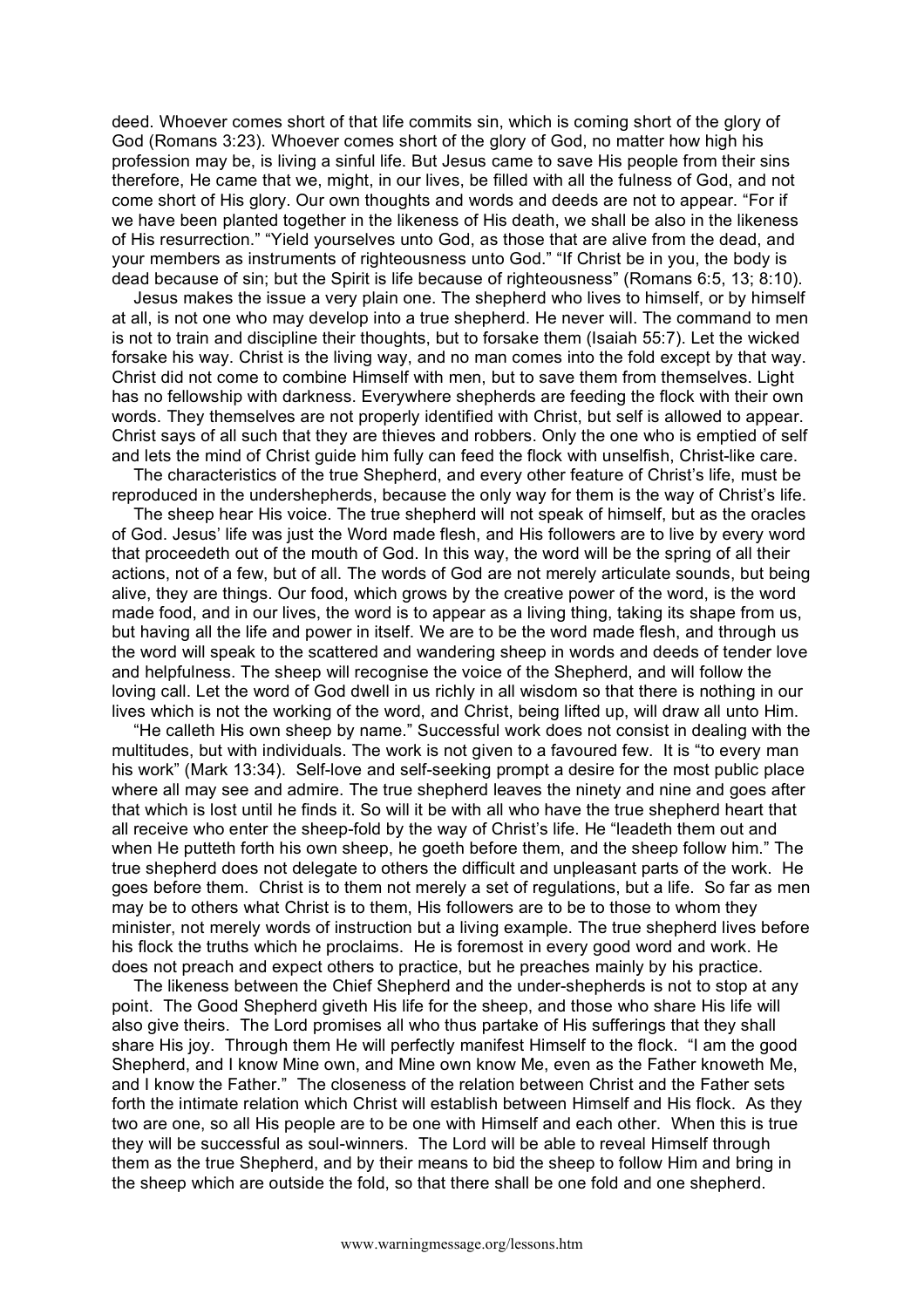deed. Whoever comes short of that life commits sin, which is coming short of the glory of God (Romans 3:23). Whoever comes short of the glory of God, no matter how high his profession may be, is living a sinful life. But Jesus came to save His people from their sins therefore, He came that we, might, in our lives, be filled with all the fulness of God, and not come short of His glory. Our own thoughts and words and deeds are not to appear. "For if we have been planted together in the likeness of His death, we shall be also in the likeness of His resurrection." "Yield yourselves unto God, as those that are alive from the dead, and your members as instruments of righteousness unto God." "If Christ be in you, the body is dead because of sin; but the Spirit is life because of righteousness" (Romans 6:5, 13; 8:10).

Jesus makes the issue a very plain one. The shepherd who lives to himself, or by himself at all, is not one who may develop into a true shepherd. He never will. The command to men is not to train and discipline their thoughts, but to forsake them (Isaiah 55:7). Let the wicked forsake his way. Christ is the living way, and no man comes into the fold except by that way. Christ did not come to combine Himself with men, but to save them from themselves. Light has no fellowship with darkness. Everywhere shepherds are feeding the flock with their own words. They themselves are not properly identified with Christ, but self is allowed to appear. Christ says of all such that they are thieves and robbers. Only the one who is emptied of self and lets the mind of Christ guide him fully can feed the flock with unselfish, Christ-like care.

The characteristics of the true Shepherd, and every other feature of Christ's life, must be reproduced in the undershepherds, because the only way for them is the way of Christ's life.

The sheep hear His voice. The true shepherd will not speak of himself, but as the oracles of God. Jesus' life was just the Word made flesh, and His followers are to live by every word that proceedeth out of the mouth of God. In this way, the word will be the spring of all their actions, not of a few, but of all. The words of God are not merely articulate sounds, but being alive, they are things. Our food, which grows by the creative power of the word, is the word made food, and in our lives, the word is to appear as a living thing, taking its shape from us, but having all the life and power in itself. We are to be the word made flesh, and through us the word will speak to the scattered and wandering sheep in words and deeds of tender love and helpfulness. The sheep will recognise the voice of the Shepherd, and will follow the loving call. Let the word of God dwell in us richly in all wisdom so that there is nothing in our lives which is not the working of the word, and Christ, being lifted up, will draw all unto Him.

"He calleth His own sheep by name." Successful work does not consist in dealing with the multitudes, but with individuals. The work is not given to a favoured few. It is "to every man his work" (Mark 13:34). Self-love and self-seeking prompt a desire for the most public place where all may see and admire. The true shepherd leaves the ninety and nine and goes after that which is lost until he finds it. So will it be with all who have the true shepherd heart that all receive who enter the sheep-fold by the way of Christ's life. He "leadeth them out and when He putteth forth his own sheep, he goeth before them, and the sheep follow him." The true shepherd does not delegate to others the difficult and unpleasant parts of the work. He goes before them. Christ is to them not merely a set of regulations, but a life. So far as men may be to others what Christ is to them, His followers are to be to those to whom they minister, not merely words of instruction but a living example. The true shepherd lives before his flock the truths which he proclaims. He is foremost in every good word and work. He does not preach and expect others to practice, but he preaches mainly by his practice.

The likeness between the Chief Shepherd and the under-shepherds is not to stop at any point. The Good Shepherd giveth His life for the sheep, and those who share His life will also give theirs. The Lord promises all who thus partake of His sufferings that they shall share His joy. Through them He will perfectly manifest Himself to the flock. "I am the good Shepherd, and I know Mine own, and Mine own know Me, even as the Father knoweth Me, and I know the Father." The closeness of the relation between Christ and the Father sets forth the intimate relation which Christ will establish between Himself and His flock. As they two are one, so all His people are to be one with Himself and each other. When this is true they will be successful as soul-winners. The Lord will be able to reveal Himself through them as the true Shepherd, and by their means to bid the sheep to follow Him and bring in the sheep which are outside the fold, so that there shall be one fold and one shepherd.